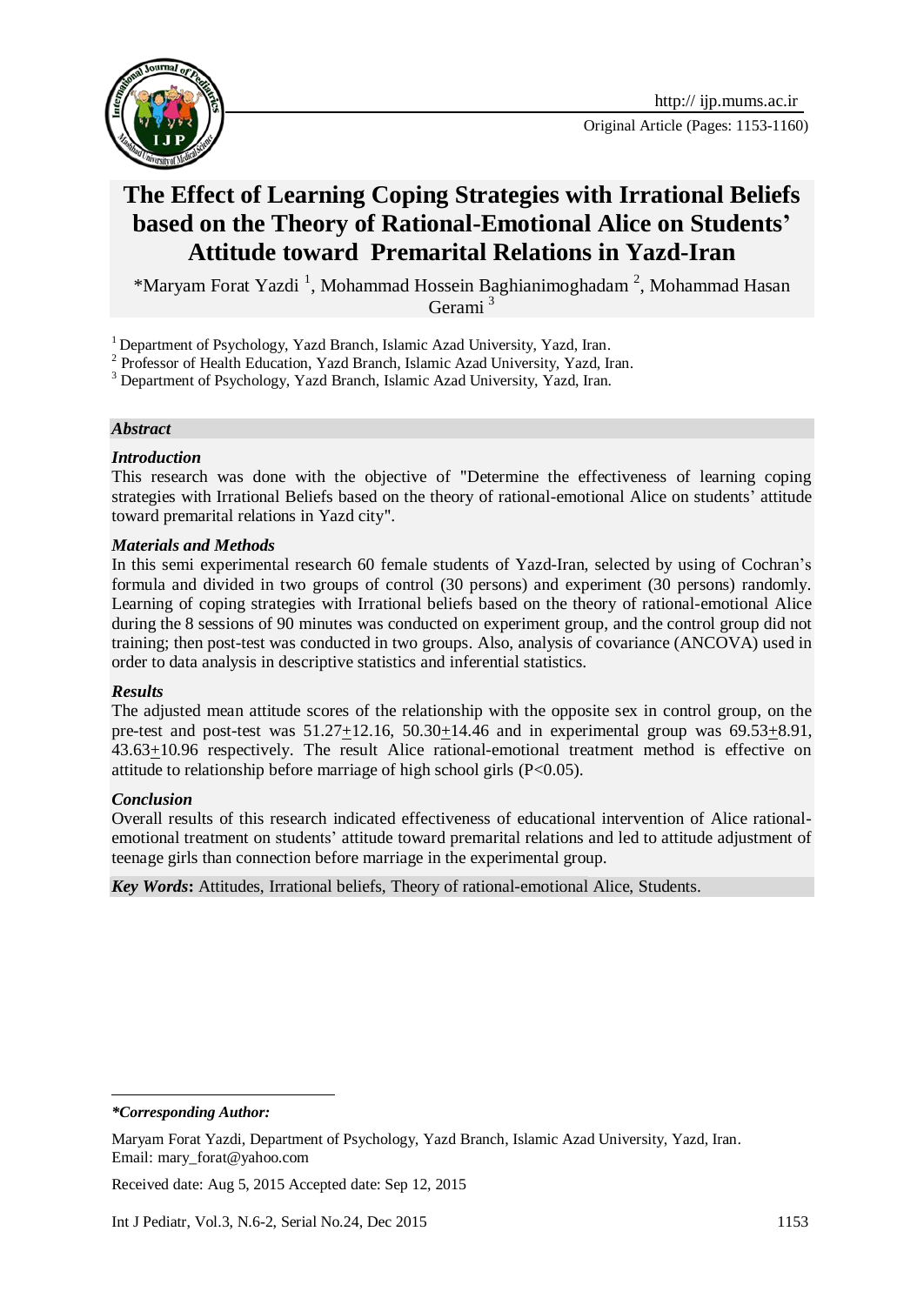Original Article (Pages: 1153-1160)

# The Effect of Learning Coping Strategies with Irrational Beliefs based on the Theory of Rational-Emotional Alice on Students' Attitude toward Premarital Relations in Yazd-Iran

*Maryam Forat Yazdi [1], Mohammad Hossein Baghianimoghadam [2], Mohammad Hasan Gerami [3]

[1] Department of Psychology, Yazd Branch, Islamic Azad University, Yazd, Iran.
[2] Professor of Health Education, Yazd Branch, Islamic Azad University, Yazd, Iran.
[3] Department of Psychology, Yazd Branch, Islamic Azad University, Yazd, Iran.

## *Abstract*

### *Introduction*

This research was done with the objective of "Determine the effectiveness of learning coping strategies with Irrational Beliefs based on the theory of rational-emotional Alice on students' attitude toward premarital relations in Yazd city".

### *Materials and Methods*

In this semi experimental research 60 female students of Yazd-Iran, selected by using of Cochran's formula and divided in two groups of control (30 persons) and experiment (30 persons) randomly. Learning of coping strategies with Irrational beliefs based on the theory of rational-emotional Alice during the 8 sessions of 90 minutes was conducted on experiment group, and the control group did not training; then post-test was conducted in two groups. Also, analysis of covariance (ANCOVA) used in order to data analysis in descriptive statistics and inferential statistics.

### *Results*

The adjusted mean attitude scores of the relationship with the opposite sex in control group, on the pre-test and post-test was $51.27 \pm 12.16$, $50.30 \pm 14.46$ and in experimental group was $69.53 \pm 8.91$, $43.63 \pm 10.96$ respectively. The result Alice rational-emotional treatment method is effective on attitude to relationship before marriage of high school girls ($P<0.05$).

### *Conclusion*

Overall results of this research indicated effectiveness of educational intervention of Alice rational-emotional treatment on students' attitude toward premarital relations and led to attitude adjustment of teenage girls than connection before marriage in the experimental group.

***Key Words*:** Attitudes, Irrational beliefs, Theory of rational-emotional Alice, Students.

---

***Corresponding Author:***

Maryam Forat Yazdi, Department of Psychology, Yazd Branch, Islamic Azad University, Yazd, Iran.
Email: mary_forat@yahoo.com

Received date: Aug 5, 2015 Accepted date: Sep 12, 2015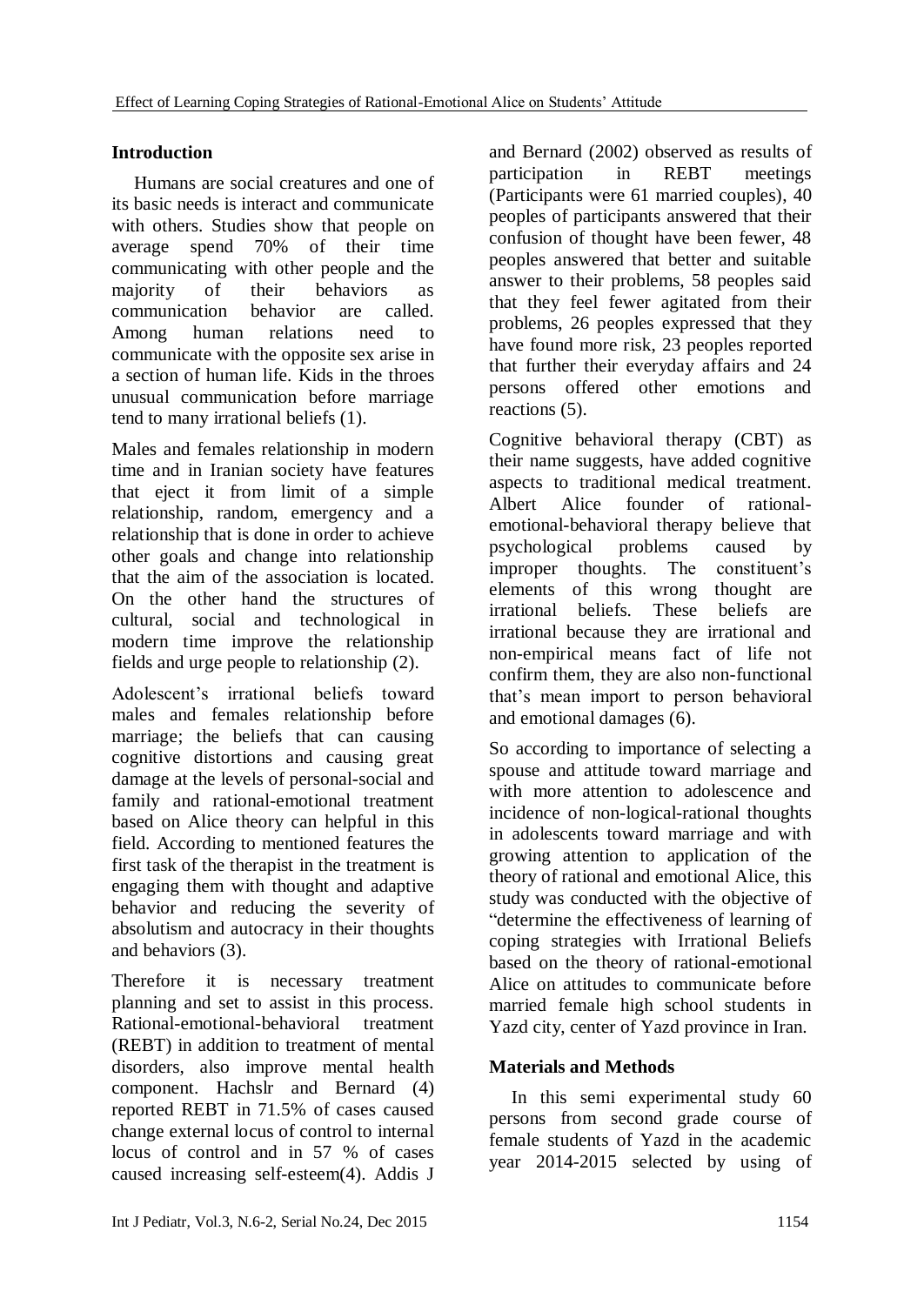## Introduction

Humans are social creatures and one of its basic needs is interact and communicate with others. Studies show that people on average spend 70% of their time communicating with other people and the majority of their behaviors as communication behavior are called. Among human relations need to communicate with the opposite sex arise in a section of human life. Kids in the throes unusual communication before marriage tend to many irrational beliefs (1).

Males and females relationship in modern time and in Iranian society have features that eject it from limit of a simple relationship, random, emergency and a relationship that is done in order to achieve other goals and change into relationship that the aim of the association is located. On the other hand the structures of cultural, social and technological in modern time improve the relationship fields and urge people to relationship (2).

Adolescent's irrational beliefs toward males and females relationship before marriage; the beliefs that can causing cognitive distortions and causing great damage at the levels of personal-social and family and rational-emotional treatment based on Alice theory can helpful in this field. According to mentioned features the first task of the therapist in the treatment is engaging them with thought and adaptive behavior and reducing the severity of absolutism and autocracy in their thoughts and behaviors (3).

Therefore it is necessary treatment planning and set to assist in this process. Rational-emotional-behavioral treatment (REBT) in addition to treatment of mental disorders, also improve mental health component. Hachslr and Bernard (4) reported REBT in 71.5% of cases caused change external locus of control to internal locus of control and in 57 % of cases caused increasing self-esteem(4). Addis J and Bernard (2002) observed as results of participation in REBT meetings (Participants were 61 married couples), 40 peoples of participants answered that their confusion of thought have been fewer, 48 peoples answered that better and suitable answer to their problems, 58 peoples said that they feel fewer agitated from their problems, 26 peoples expressed that they have found more risk, 23 peoples reported that further their everyday affairs and 24 persons offered other emotions and reactions (5).

Cognitive behavioral therapy (CBT) as their name suggests, have added cognitive aspects to traditional medical treatment. Albert Alice founder of rational-emotional-behavioral therapy believe that psychological problems caused by improper thoughts. The constituent's elements of this wrong thought are irrational beliefs. These beliefs are irrational because they are irrational and non-empirical means fact of life not confirm them, they are also non-functional that's mean import to person behavioral and emotional damages (6).

So according to importance of selecting a spouse and attitude toward marriage and with more attention to adolescence and incidence of non-logical-rational thoughts in adolescents toward marriage and with growing attention to application of the theory of rational and emotional Alice, this study was conducted with the objective of "determine the effectiveness of learning of coping strategies with Irrational Beliefs based on the theory of rational-emotional Alice on attitudes to communicate before married female high school students in Yazd city, center of Yazd province in Iran.

## Materials and Methods

In this semi experimental study 60 persons from second grade course of female students of Yazd in the academic year 2014-2015 selected by using of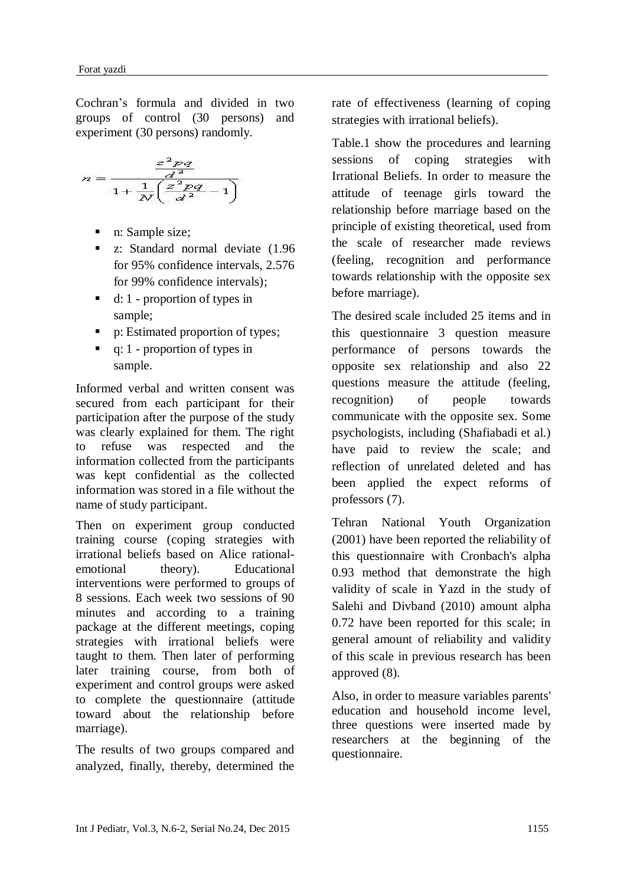Cochran's formula and divided in two groups of control (30 persons) and experiment (30 persons) randomly.

$$n = \frac{\frac{z^2pq}{d^2}}{1+\frac{1}{N}\left(\frac{z^2pq}{d^2}-1\right)}$$

- n: Sample size;
- z: Standard normal deviate (1.96 for 95% confidence intervals, 2.576 for 99% confidence intervals);
- d: 1 - proportion of types in sample;
- p: Estimated proportion of types;
- q: 1 - proportion of types in sample.

Informed verbal and written consent was secured from each participant for their participation after the purpose of the study was clearly explained for them. The right to refuse was respected and the information collected from the participants was kept confidential as the collected information was stored in a file without the name of study participant.

Then on experiment group conducted training course (coping strategies with irrational beliefs based on Alice rational-emotional theory). Educational interventions were performed to groups of 8 sessions. Each week two sessions of 90 minutes and according to a training package at the different meetings, coping strategies with irrational beliefs were taught to them. Then later of performing later training course, from both of experiment and control groups were asked to complete the questionnaire (attitude toward about the relationship before marriage).

The results of two groups compared and analyzed, finally, thereby, determined the rate of effectiveness (learning of coping strategies with irrational beliefs).

Table.1 show the procedures and learning sessions of coping strategies with Irrational Beliefs. In order to measure the attitude of teenage girls toward the relationship before marriage based on the principle of existing theoretical, used from the scale of researcher made reviews (feeling, recognition and performance towards relationship with the opposite sex before marriage).

The desired scale included 25 items and in this questionnaire 3 question measure performance of persons towards the opposite sex relationship and also 22 questions measure the attitude (feeling, recognition) of people towards communicate with the opposite sex. Some psychologists, including (Shafiabadi et al.) have paid to review the scale; and reflection of unrelated deleted and has been applied the expect reforms of professors (7).

Tehran National Youth Organization (2001) have been reported the reliability of this questionnaire with Cronbach's alpha 0.93 method that demonstrate the high validity of scale in Yazd in the study of Salehi and Divband (2010) amount alpha 0.72 have been reported for this scale; in general amount of reliability and validity of this scale in previous research has been approved (8).

Also, in order to measure variables parents' education and household income level, three questions were inserted made by researchers at the beginning of the questionnaire.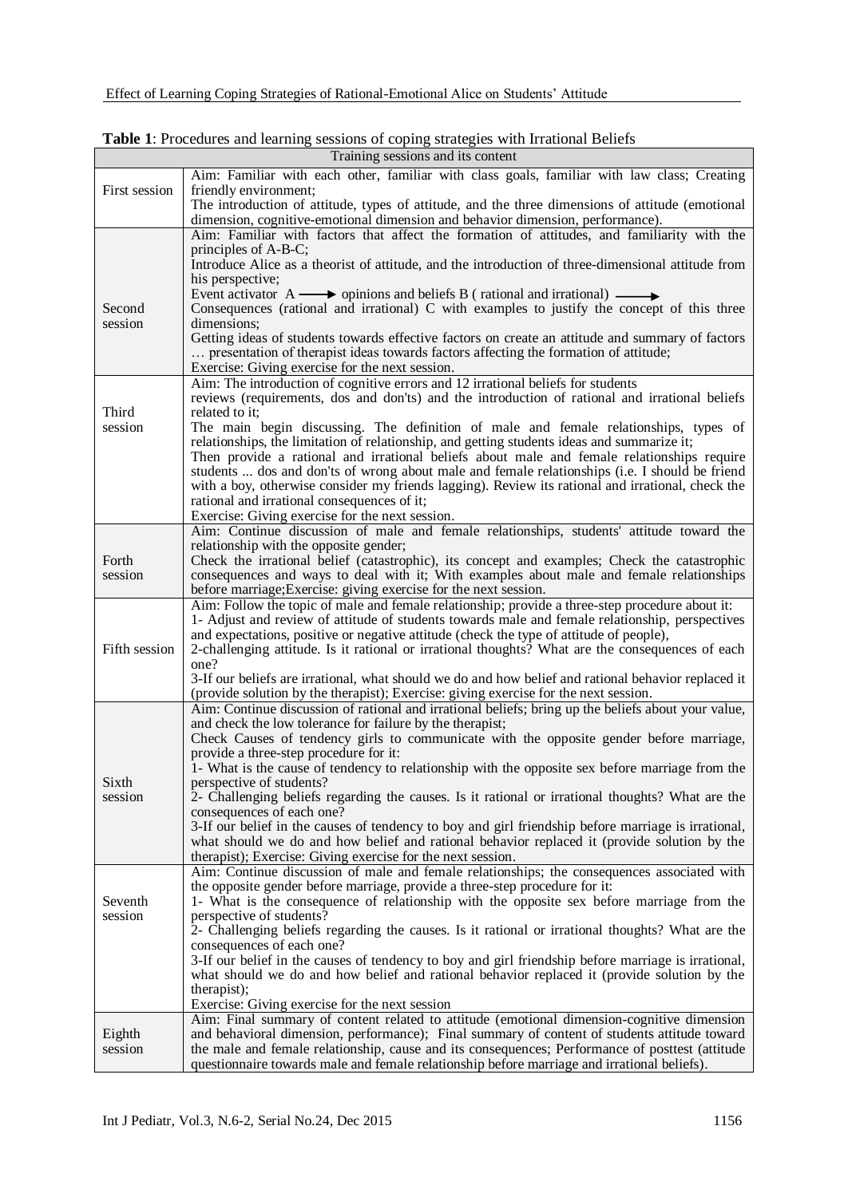**Table 1**: Procedures and learning sessions of coping strategies with Irrational Beliefs

| Training sessions and its content | |
|---|---|
| First session | Aim: Familiar with each other, familiar with class goals, familiar with law class; Creating friendly environment;<br>The introduction of attitude, types of attitude, and the three dimensions of attitude (emotional dimension, cognitive-emotional dimension and behavior dimension, performance). |
| Second session | Aim: Familiar with factors that affect the formation of attitudes, and familiarity with the principles of A-B-C;<br>Introduce Alice as a theorist of attitude, and the introduction of three-dimensional attitude from his perspective;<br>Event activator A ⟶ opinions and beliefs B ( rational and irrational) ⟶<br>Consequences (rational and irrational) C with examples to justify the concept of this three dimensions;<br>Getting ideas of students towards effective factors on create an attitude and summary of factors … presentation of therapist ideas towards factors affecting the formation of attitude;<br>Exercise: Giving exercise for the next session. |
| Third session | Aim: The introduction of cognitive errors and 12 irrational beliefs for students reviews (requirements, dos and don'ts) and the introduction of rational and irrational beliefs related to it;<br>The main begin discussing. The definition of male and female relationships, types of relationships, the limitation of relationship, and getting students ideas and summarize it;<br>Then provide a rational and irrational beliefs about male and female relationships require students ... dos and don'ts of wrong about male and female relationships (i.e. I should be friend with a boy, otherwise consider my friends lagging). Review its rational and irrational, check the rational and irrational consequences of it;<br>Exercise: Giving exercise for the next session. |
| Forth session | Aim: Continue discussion of male and female relationships, students' attitude toward the relationship with the opposite gender;<br>Check the irrational belief (catastrophic), its concept and examples; Check the catastrophic consequences and ways to deal with it; With examples about male and female relationships before marriage;Exercise: giving exercise for the next session. |
| Fifth session | Aim: Follow the topic of male and female relationship; provide a three-step procedure about it:<br>1- Adjust and review of attitude of students towards male and female relationship, perspectives and expectations, positive or negative attitude (check the type of attitude of people),<br>2-challenging attitude. Is it rational or irrational thoughts? What are the consequences of each one?<br>3-If our beliefs are irrational, what should we do and how belief and rational behavior replaced it (provide solution by the therapist); Exercise: giving exercise for the next session. |
| Sixth session | Aim: Continue discussion of rational and irrational beliefs; bring up the beliefs about your value, and check the low tolerance for failure by the therapist;<br>Check Causes of tendency girls to communicate with the opposite gender before marriage, provide a three-step procedure for it:<br>1- What is the cause of tendency to relationship with the opposite sex before marriage from the perspective of students?<br>2- Challenging beliefs regarding the causes. Is it rational or irrational thoughts? What are the consequences of each one?<br>3-If our belief in the causes of tendency to boy and girl friendship before marriage is irrational, what should we do and how belief and rational behavior replaced it (provide solution by the therapist); Exercise: Giving exercise for the next session. |
| Seventh session | Aim: Continue discussion of male and female relationships; the consequences associated with the opposite gender before marriage, provide a three-step procedure for it:<br>1- What is the consequence of relationship with the opposite sex before marriage from the perspective of students?<br>2- Challenging beliefs regarding the causes. Is it rational or irrational thoughts? What are the consequences of each one?<br>3-If our belief in the causes of tendency to boy and girl friendship before marriage is irrational, what should we do and how belief and rational behavior replaced it (provide solution by the therapist);<br>Exercise: Giving exercise for the next session |
| Eighth session | Aim: Final summary of content related to attitude (emotional dimension-cognitive dimension and behavioral dimension, performance); Final summary of content of students attitude toward the male and female relationship, cause and its consequences; Performance of posttest (attitude questionnaire towards male and female relationship before marriage and irrational beliefs). |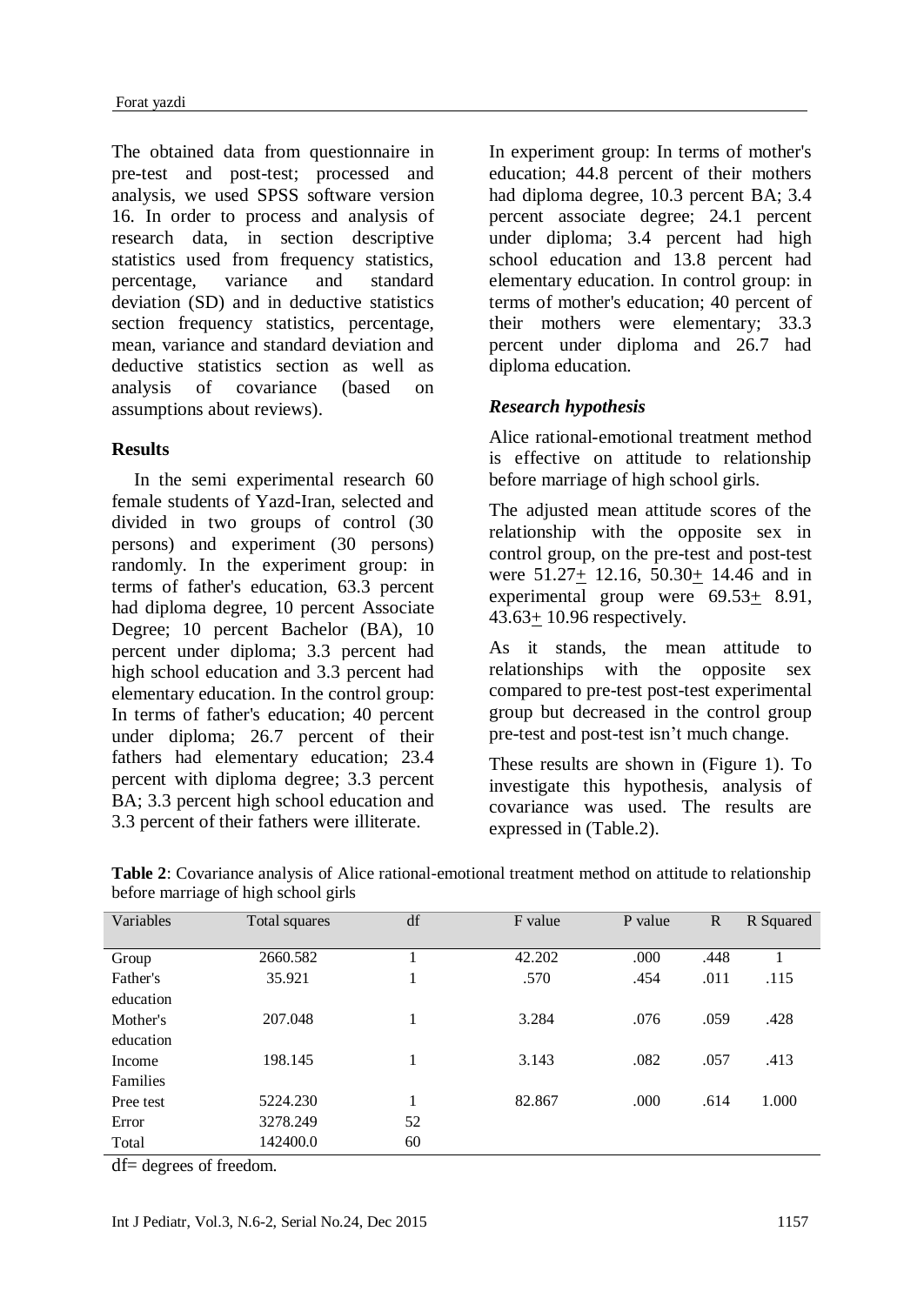The obtained data from questionnaire in pre-test and post-test; processed and analysis, we used SPSS software version 16. In order to process and analysis of research data, in section descriptive statistics used from frequency statistics, percentage, variance and standard deviation (SD) and in deductive statistics section frequency statistics, percentage, mean, variance and standard deviation and deductive statistics section as well as analysis of covariance (based on assumptions about reviews).

## Results

In the semi experimental research 60 female students of Yazd-Iran, selected and divided in two groups of control (30 persons) and experiment (30 persons) randomly. In the experiment group: in terms of father's education, 63.3 percent had diploma degree, 10 percent Associate Degree; 10 percent Bachelor (BA), 10 percent under diploma; 3.3 percent had high school education and 3.3 percent had elementary education. In the control group: In terms of father's education; 40 percent under diploma; 26.7 percent of their fathers had elementary education; 23.4 percent with diploma degree; 3.3 percent BA; 3.3 percent high school education and 3.3 percent of their fathers were illiterate.

In experiment group: In terms of mother's education; 44.8 percent of their mothers had diploma degree, 10.3 percent BA; 3.4 percent associate degree; 24.1 percent under diploma; 3.4 percent had high school education and 13.8 percent had elementary education. In control group: in terms of mother's education; 40 percent of their mothers were elementary; 33.3 percent under diploma and 26.7 had diploma education.

### *Research hypothesis*

Alice rational-emotional treatment method is effective on attitude to relationship before marriage of high school girls.

The adjusted mean attitude scores of the relationship with the opposite sex in control group, on the pre-test and post-test were 51.27± 12.16, 50.30± 14.46 and in experimental group were 69.53± 8.91, 43.63± 10.96 respectively.

As it stands, the mean attitude to relationships with the opposite sex compared to pre-test post-test experimental group but decreased in the control group pre-test and post-test isn't much change.

These results are shown in (Figure 1). To investigate this hypothesis, analysis of covariance was used. The results are expressed in (Table.2).

**Table 2**: Covariance analysis of Alice rational-emotional treatment method on attitude to relationship before marriage of high school girls

| Variables | Total squares | df | F value | P value | R | R Squared |
|---|---|---|---|---|---|---|
| Group | 2660.582 | 1 | 42.202 | .000 | .448 | 1 |
| Father's education | 35.921 | 1 | .570 | .454 | .011 | .115 |
| Mother's education | 207.048 | 1 | 3.284 | .076 | .059 | .428 |
| Income Families | 198.145 | 1 | 3.143 | .082 | .057 | .413 |
| Pree test | 5224.230 | 1 | 82.867 | .000 | .614 | 1.000 |
| Error | 3278.249 | 52 | | | | |
| Total | 142400.0 | 60 | | | | |

df= degrees of freedom.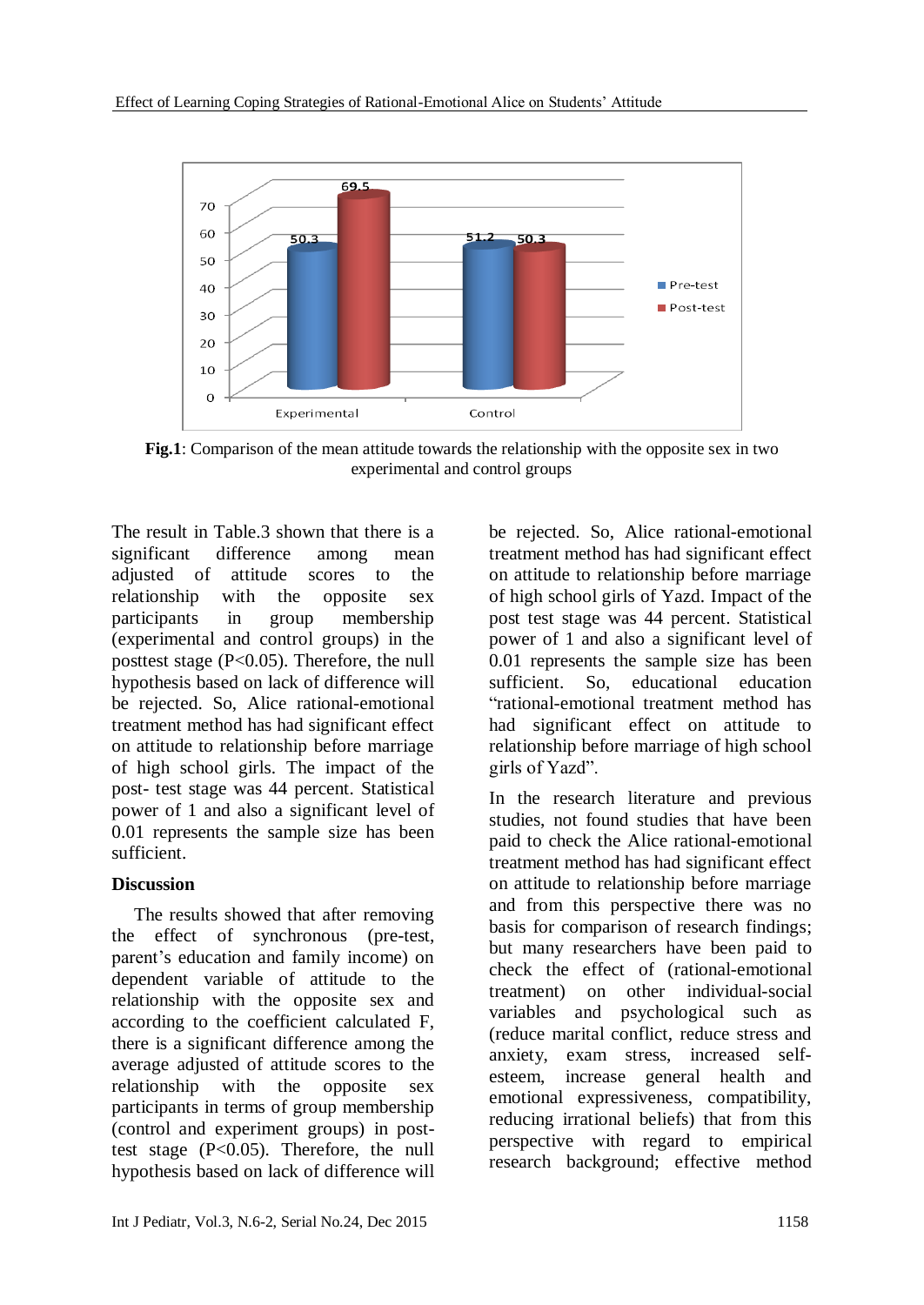**Fig.1**: Comparison of the mean attitude towards the relationship with the opposite sex in two experimental and control groups

The result in Table.3 shown that there is a significant difference among mean adjusted of attitude scores to the relationship with the opposite sex participants in group membership (experimental and control groups) in the posttest stage (P<0.05). Therefore, the null hypothesis based on lack of difference will be rejected. So, Alice rational-emotional treatment method has had significant effect on attitude to relationship before marriage of high school girls. The impact of the post- test stage was 44 percent. Statistical power of 1 and also a significant level of 0.01 represents the sample size has been sufficient.

## Discussion

The results showed that after removing the effect of synchronous (pre-test, parent's education and family income) on dependent variable of attitude to the relationship with the opposite sex and according to the coefficient calculated F, there is a significant difference among the average adjusted of attitude scores to the relationship with the opposite sex participants in terms of group membership (control and experiment groups) in post-test stage (P<0.05). Therefore, the null hypothesis based on lack of difference will be rejected. So, Alice rational-emotional treatment method has had significant effect on attitude to relationship before marriage of high school girls of Yazd. Impact of the post test stage was 44 percent. Statistical power of 1 and also a significant level of 0.01 represents the sample size has been sufficient. So, educational education "rational-emotional treatment method has had significant effect on attitude to relationship before marriage of high school girls of Yazd".

In the research literature and previous studies, not found studies that have been paid to check the Alice rational-emotional treatment method has had significant effect on attitude to relationship before marriage and from this perspective there was no basis for comparison of research findings; but many researchers have been paid to check the effect of (rational-emotional treatment) on other individual-social variables and psychological such as (reduce marital conflict, reduce stress and anxiety, exam stress, increased self-esteem, increase general health and emotional expressiveness, compatibility, reducing irrational beliefs) that from this perspective with regard to empirical research background; effective method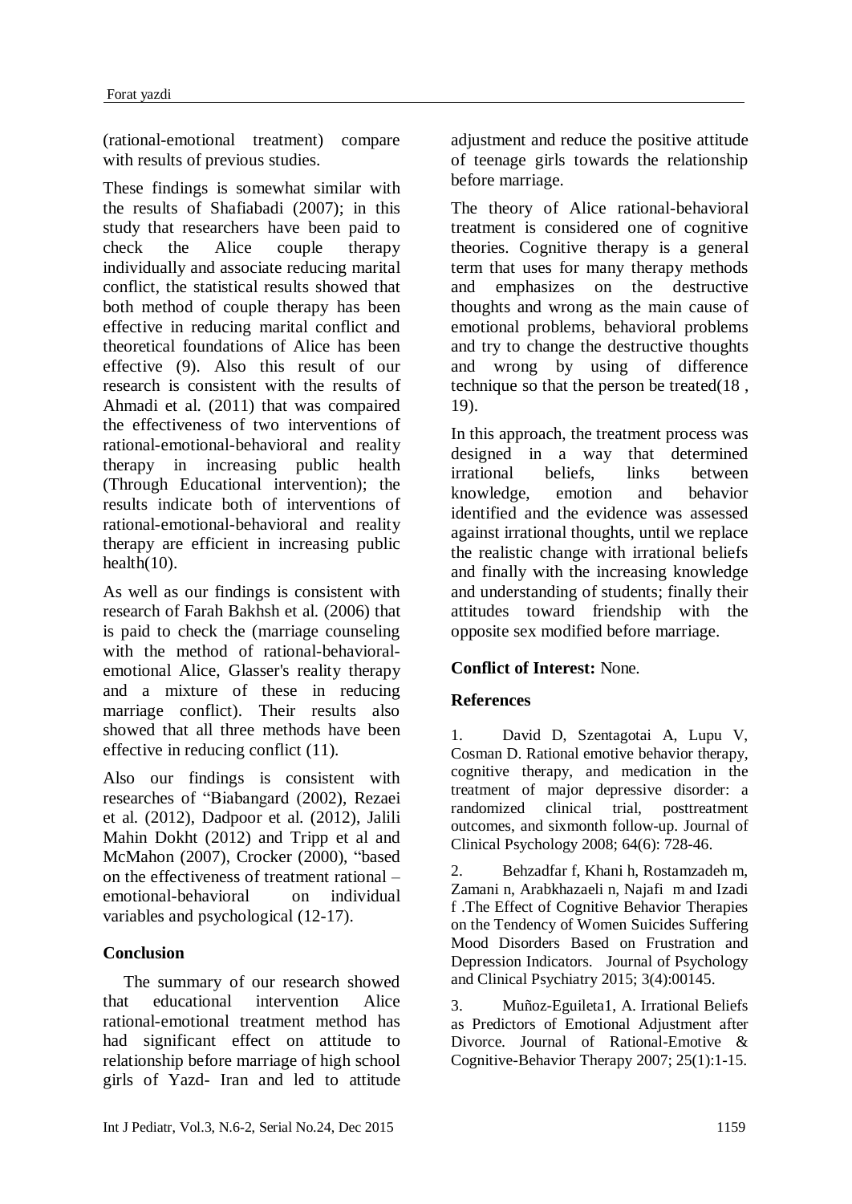(rational-emotional treatment) compare with results of previous studies.

These findings is somewhat similar with the results of Shafiabadi (2007); in this study that researchers have been paid to check the Alice couple therapy individually and associate reducing marital conflict, the statistical results showed that both method of couple therapy has been effective in reducing marital conflict and theoretical foundations of Alice has been effective (9). Also this result of our research is consistent with the results of Ahmadi et al. (2011) that was compaired the effectiveness of two interventions of rational-emotional-behavioral and reality therapy in increasing public health (Through Educational intervention); the results indicate both of interventions of rational-emotional-behavioral and reality therapy are efficient in increasing public health(10).

As well as our findings is consistent with research of Farah Bakhsh et al. (2006) that is paid to check the (marriage counseling with the method of rational-behavioral-emotional Alice, Glasser's reality therapy and a mixture of these in reducing marriage conflict). Their results also showed that all three methods have been effective in reducing conflict (11).

Also our findings is consistent with researches of "Biabangard (2002), Rezaei et al. (2012), Dadpoor et al. (2012), Jalili Mahin Dokht (2012) and Tripp et al and McMahon (2007), Crocker (2000), "based on the effectiveness of treatment rational – emotional-behavioral on individual variables and psychological (12-17).

## Conclusion

The summary of our research showed that educational intervention Alice rational-emotional treatment method has had significant effect on attitude to relationship before marriage of high school girls of Yazd- Iran and led to attitude adjustment and reduce the positive attitude of teenage girls towards the relationship before marriage.

The theory of Alice rational-behavioral treatment is considered one of cognitive theories. Cognitive therapy is a general term that uses for many therapy methods and emphasizes on the destructive thoughts and wrong as the main cause of emotional problems, behavioral problems and try to change the destructive thoughts and wrong by using of difference technique so that the person be treated(18 , 19).

In this approach, the treatment process was designed in a way that determined irrational beliefs, links between knowledge, emotion and behavior identified and the evidence was assessed against irrational thoughts, until we replace the realistic change with irrational beliefs and finally with the increasing knowledge and understanding of students; finally their attitudes toward friendship with the opposite sex modified before marriage.

**Conflict of Interest:** None.

## References

1. David D, Szentagotai A, Lupu V, Cosman D. Rational emotive behavior therapy, cognitive therapy, and medication in the treatment of major depressive disorder: a randomized clinical trial, posttreatment outcomes, and sixmonth follow-up. Journal of Clinical Psychology 2008; 64(6): 728-46.

2. Behzadfar f, Khani h, Rostamzadeh m, Zamani n, Arabkhazaeli n, Najafi m and Izadi f .The Effect of Cognitive Behavior Therapies on the Tendency of Women Suicides Suffering Mood Disorders Based on Frustration and Depression Indicators. Journal of Psychology and Clinical Psychiatry 2015; 3(4):00145.

3. Muñoz-Eguileta1, A. Irrational Beliefs as Predictors of Emotional Adjustment after Divorce. Journal of Rational-Emotive & Cognitive-Behavior Therapy 2007; 25(1):1-15.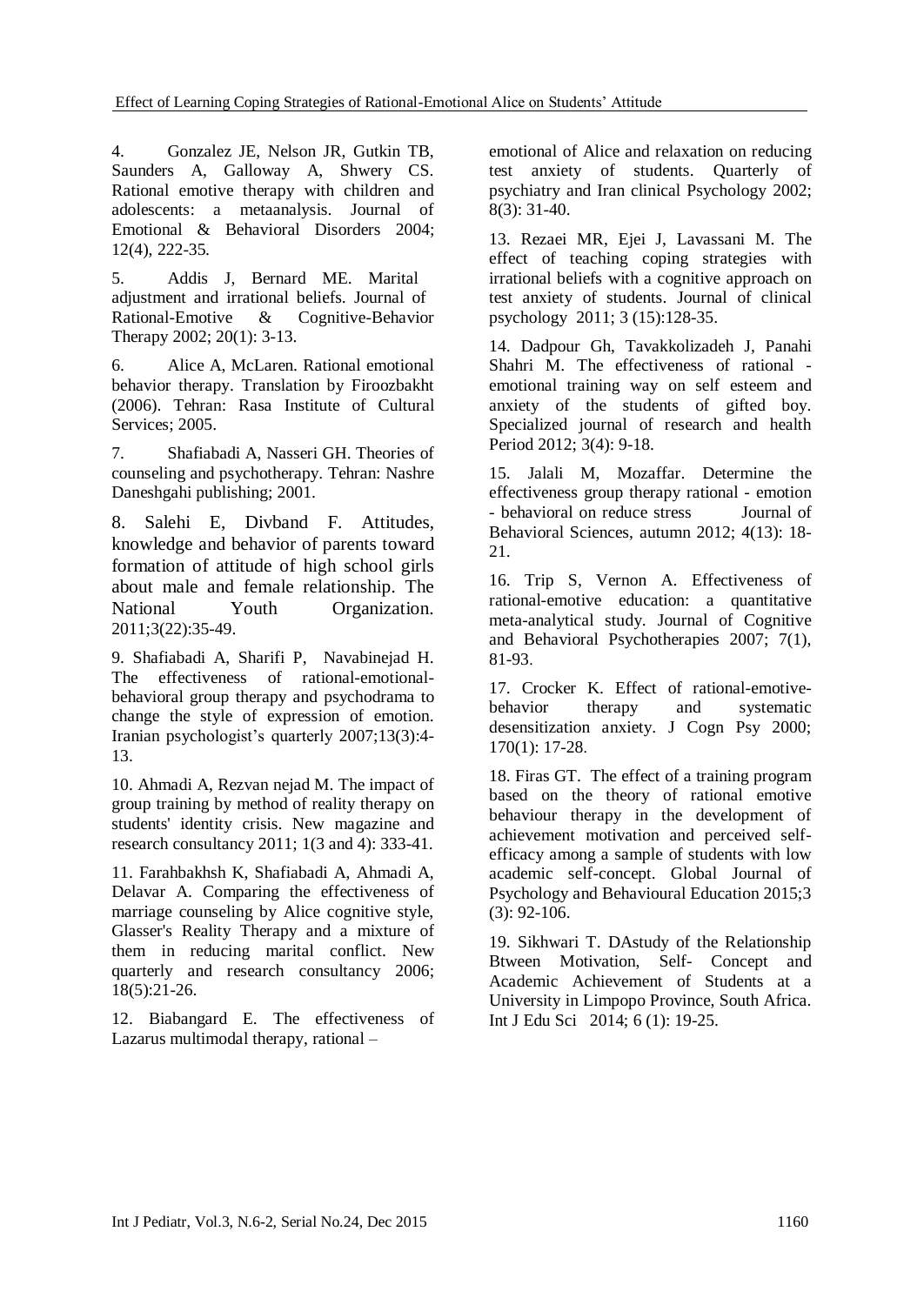4. Gonzalez JE, Nelson JR, Gutkin TB, Saunders A, Galloway A, Shwery CS. Rational emotive therapy with children and adolescents: a metaanalysis. Journal of Emotional & Behavioral Disorders 2004; 12(4), 222-35.

5. Addis J, Bernard ME. Marital adjustment and irrational beliefs. Journal of Rational-Emotive & Cognitive-Behavior Therapy 2002; 20(1): 3-13.

6. Alice A, McLaren. Rational emotional behavior therapy. Translation by Firoozbakht (2006). Tehran: Rasa Institute of Cultural Services; 2005.

7. Shafiabadi A, Nasseri GH. Theories of counseling and psychotherapy. Tehran: Nashre Daneshgahi publishing; 2001.

8. Salehi E, Divband F. Attitudes, knowledge and behavior of parents toward formation of attitude of high school girls about male and female relationship. The National Youth Organization. 2011;3(22):35-49.

9. Shafiabadi A, Sharifi P, Navabinejad H. The effectiveness of rational-emotional-behavioral group therapy and psychodrama to change the style of expression of emotion. Iranian psychologist's quarterly 2007;13(3):4-13.

10. Ahmadi A, Rezvan nejad M. The impact of group training by method of reality therapy on students' identity crisis. New magazine and research consultancy 2011; 1(3 and 4): 333-41.

11. Farahbakhsh K, Shafiabadi A, Ahmadi A, Delavar A. Comparing the effectiveness of marriage counseling by Alice cognitive style, Glasser's Reality Therapy and a mixture of them in reducing marital conflict. New quarterly and research consultancy 2006; 18(5):21-26.

12. Biabangard E. The effectiveness of Lazarus multimodal therapy, rational – emotional of Alice and relaxation on reducing test anxiety of students. Quarterly of psychiatry and Iran clinical Psychology 2002; 8(3): 31-40.

13. Rezaei MR, Ejei J, Lavassani M. The effect of teaching coping strategies with irrational beliefs with a cognitive approach on test anxiety of students. Journal of clinical psychology 2011; 3 (15):128-35.

14. Dadpour Gh, Tavakkolizadeh J, Panahi Shahri M. The effectiveness of rational - emotional training way on self esteem and anxiety of the students of gifted boy. Specialized journal of research and health Period 2012; 3(4): 9-18.

15. Jalali M, Mozaffar. Determine the effectiveness group therapy rational - emotion - behavioral on reduce stress Journal of Behavioral Sciences, autumn 2012; 4(13): 18-21.

16. Trip S, Vernon A. Effectiveness of rational-emotive education: a quantitative meta-analytical study. Journal of Cognitive and Behavioral Psychotherapies 2007; 7(1), 81-93.

17. Crocker K. Effect of rational-emotive-behavior therapy and systematic desensitization anxiety. J Cogn Psy 2000; 170(1): 17-28.

18. Firas GT. The effect of a training program based on the theory of rational emotive behaviour therapy in the development of achievement motivation and perceived self-efficacy among a sample of students with low academic self-concept. Global Journal of Psychology and Behavioural Education 2015;3 (3): 92-106.

19. Sikhwari T. DAstudy of the Relationship Btween Motivation, Self- Concept and Academic Achievement of Students at a University in Limpopo Province, South Africa. Int J Edu Sci 2014; 6 (1): 19-25.